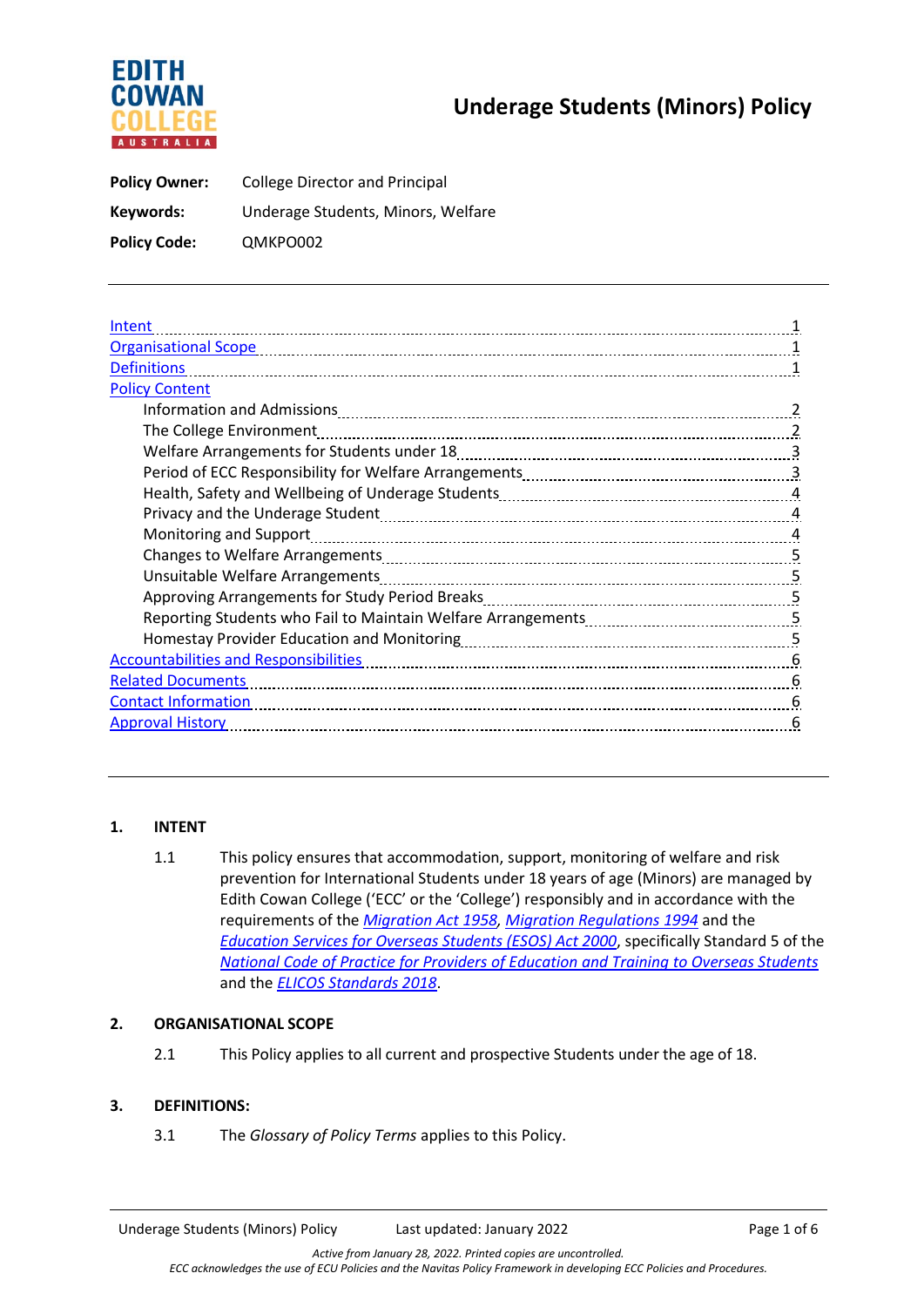EDITH COWAN COLLEGE AUSTRALIA

# Underage Students (Minors) Policy

**Policy Owner:** College Director and Principal

**Keywords:** Underage Students, Minors, Welfare

**Policy Code:** QMKPO002

- Intent ..... 1
- Organisational Scope ..... 1
- Definitions ..... 1
- Policy Content
  - Information and Admissions ..... 2
  - The College Environment ..... 2
  - Welfare Arrangements for Students under 18 ..... 3
  - Period of ECC Responsibility for Welfare Arrangements ..... 3
  - Health, Safety and Wellbeing of Underage Students ..... 4
  - Privacy and the Underage Student ..... 4
  - Monitoring and Support ..... 4
  - Changes to Welfare Arrangements ..... 5
  - Unsuitable Welfare Arrangements ..... 5
  - Approving Arrangements for Study Period Breaks ..... 5
  - Reporting Students who Fail to Maintain Welfare Arrangements ..... 5
  - Homestay Provider Education and Monitoring ..... 5
- Accountabilities and Responsibilities ..... 6
- Related Documents ..... 6
- Contact Information ..... 6
- Approval History ..... 6

## 1. INTENT

1.1 This policy ensures that accommodation, support, monitoring of welfare and risk prevention for International Students under 18 years of age (Minors) are managed by Edith Cowan College ('ECC' or the 'College') responsibly and in accordance with the requirements of the *Migration Act 1958*, *Migration Regulations 1994* and the *Education Services for Overseas Students (ESOS) Act 2000*, specifically Standard 5 of the *National Code of Practice for Providers of Education and Training to Overseas Students* and the *ELICOS Standards 2018*.

## 2. ORGANISATIONAL SCOPE

2.1 This Policy applies to all current and prospective Students under the age of 18.

## 3. DEFINITIONS:

3.1 The *Glossary of Policy Terms* applies to this Policy.

*Active from January 28, 2022. Printed copies are uncontrolled.*
*ECC acknowledges the use of ECU Policies and the Navitas Policy Framework in developing ECC Policies and Procedures.*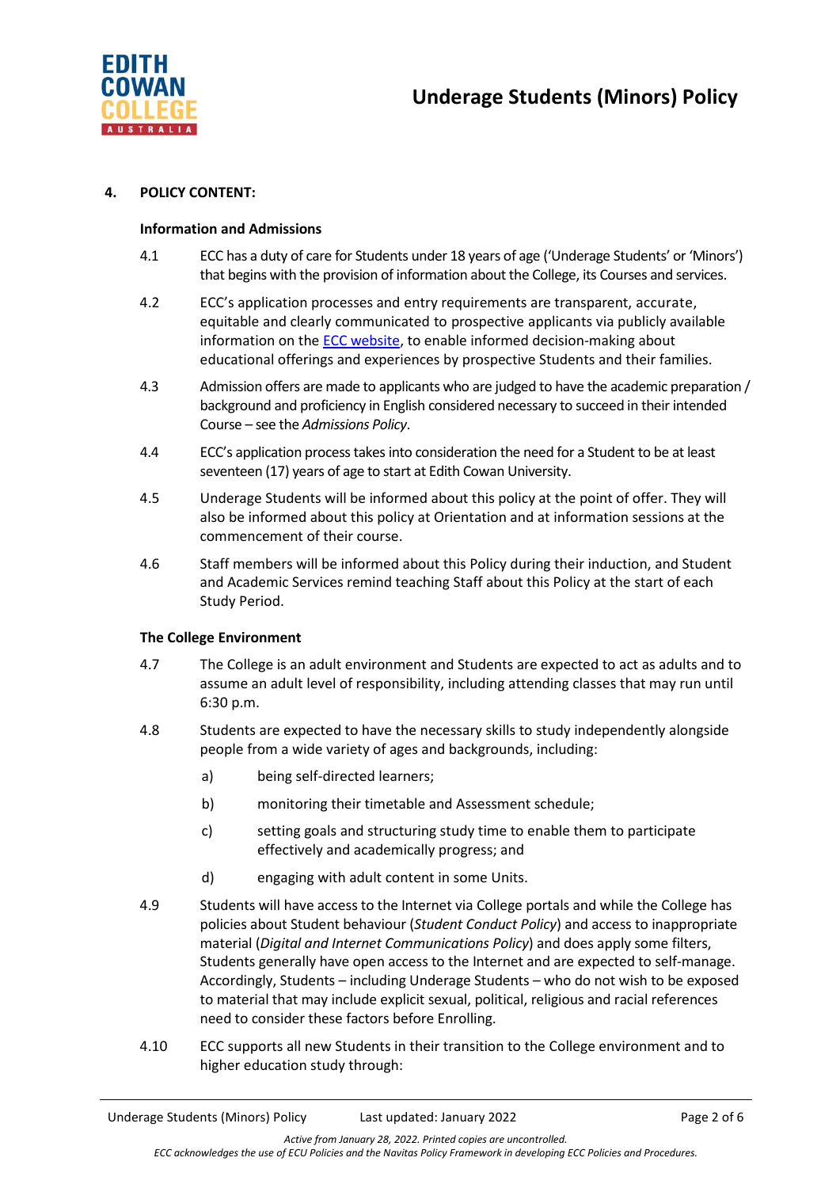## 4. POLICY CONTENT:

### Information and Admissions

4.1 ECC has a duty of care for Students under 18 years of age ('Underage Students' or 'Minors') that begins with the provision of information about the College, its Courses and services.

4.2 ECC's application processes and entry requirements are transparent, accurate, equitable and clearly communicated to prospective applicants via publicly available information on the [ECC website](), to enable informed decision-making about educational offerings and experiences by prospective Students and their families.

4.3 Admission offers are made to applicants who are judged to have the academic preparation / background and proficiency in English considered necessary to succeed in their intended Course – see the *Admissions Policy*.

4.4 ECC's application process takes into consideration the need for a Student to be at least seventeen (17) years of age to start at Edith Cowan University.

4.5 Underage Students will be informed about this policy at the point of offer. They will also be informed about this policy at Orientation and at information sessions at the commencement of their course.

4.6 Staff members will be informed about this Policy during their induction, and Student and Academic Services remind teaching Staff about this Policy at the start of each Study Period.

### The College Environment

4.7 The College is an adult environment and Students are expected to act as adults and to assume an adult level of responsibility, including attending classes that may run until 6:30 p.m.

4.8 Students are expected to have the necessary skills to study independently alongside people from a wide variety of ages and backgrounds, including:

- a) being self-directed learners;
- b) monitoring their timetable and Assessment schedule;
- c) setting goals and structuring study time to enable them to participate effectively and academically progress; and
- d) engaging with adult content in some Units.

4.9 Students will have access to the Internet via College portals and while the College has policies about Student behaviour (*Student Conduct Policy*) and access to inappropriate material (*Digital and Internet Communications Policy*) and does apply some filters, Students generally have open access to the Internet and are expected to self-manage. Accordingly, Students – including Underage Students – who do not wish to be exposed to material that may include explicit sexual, political, religious and racial references need to consider these factors before Enrolling.

4.10 ECC supports all new Students in their transition to the College environment and to higher education study through: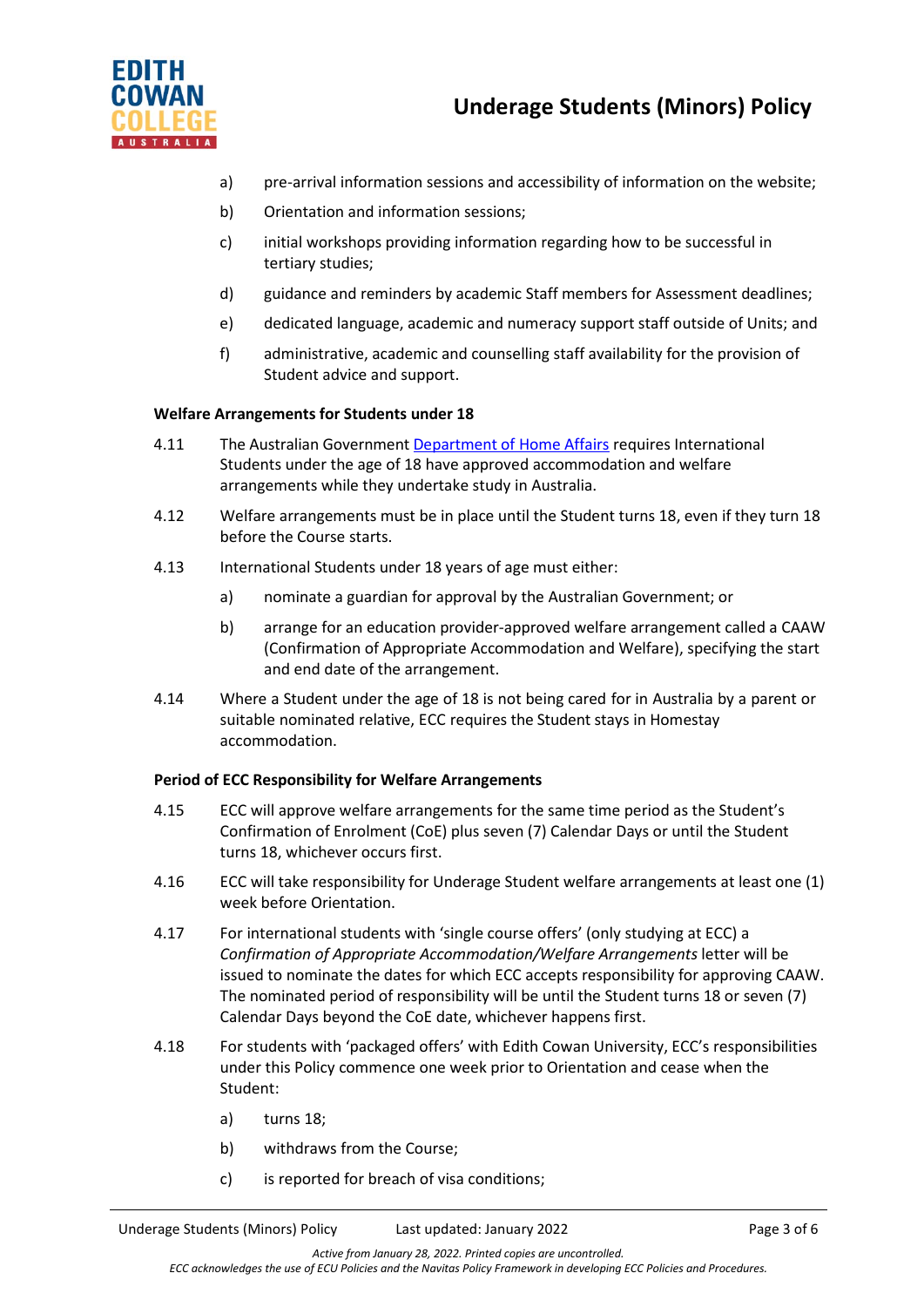a) pre-arrival information sessions and accessibility of information on the website;

b) Orientation and information sessions;

c) initial workshops providing information regarding how to be successful in tertiary studies;

d) guidance and reminders by academic Staff members for Assessment deadlines;

e) dedicated language, academic and numeracy support staff outside of Units; and

f) administrative, academic and counselling staff availability for the provision of Student advice and support.

**Welfare Arrangements for Students under 18**

4.11 The Australian Government [Department of Home Affairs] requires International Students under the age of 18 have approved accommodation and welfare arrangements while they undertake study in Australia.

4.12 Welfare arrangements must be in place until the Student turns 18, even if they turn 18 before the Course starts.

4.13 International Students under 18 years of age must either:

a) nominate a guardian for approval by the Australian Government; or

b) arrange for an education provider-approved welfare arrangement called a CAAW (Confirmation of Appropriate Accommodation and Welfare), specifying the start and end date of the arrangement.

4.14 Where a Student under the age of 18 is not being cared for in Australia by a parent or suitable nominated relative, ECC requires the Student stays in Homestay accommodation.

**Period of ECC Responsibility for Welfare Arrangements**

4.15 ECC will approve welfare arrangements for the same time period as the Student's Confirmation of Enrolment (CoE) plus seven (7) Calendar Days or until the Student turns 18, whichever occurs first.

4.16 ECC will take responsibility for Underage Student welfare arrangements at least one (1) week before Orientation.

4.17 For international students with 'single course offers' (only studying at ECC) a *Confirmation of Appropriate Accommodation/Welfare Arrangements* letter will be issued to nominate the dates for which ECC accepts responsibility for approving CAAW. The nominated period of responsibility will be until the Student turns 18 or seven (7) Calendar Days beyond the CoE date, whichever happens first.

4.18 For students with 'packaged offers' with Edith Cowan University, ECC's responsibilities under this Policy commence one week prior to Orientation and cease when the Student:

a) turns 18;

b) withdraws from the Course;

c) is reported for breach of visa conditions;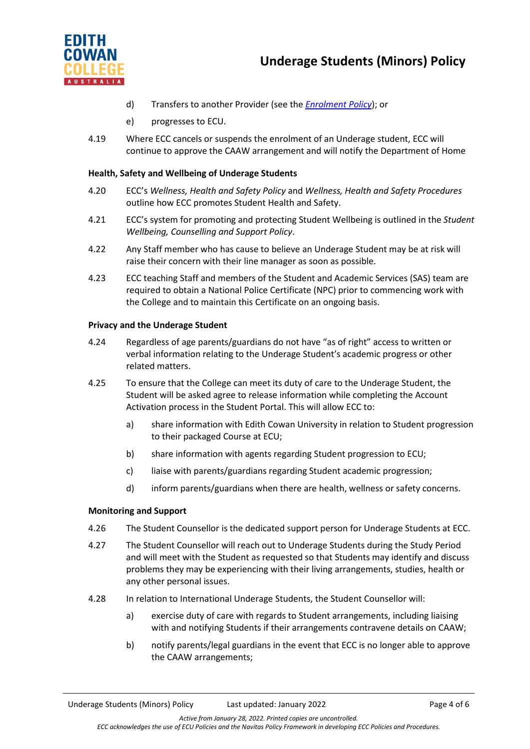d) Transfers to another Provider (see the *[Enrolment Policy](#)*); or

e) progresses to ECU.

4.19 Where ECC cancels or suspends the enrolment of an Underage student, ECC will continue to approve the CAAW arrangement and will notify the Department of Home

**Health, Safety and Wellbeing of Underage Students**

4.20 ECC's *Wellness, Health and Safety Policy* and *Wellness, Health and Safety Procedures* outline how ECC promotes Student Health and Safety.

4.21 ECC's system for promoting and protecting Student Wellbeing is outlined in the *Student Wellbeing, Counselling and Support Policy*.

4.22 Any Staff member who has cause to believe an Underage Student may be at risk will raise their concern with their line manager as soon as possible.

4.23 ECC teaching Staff and members of the Student and Academic Services (SAS) team are required to obtain a National Police Certificate (NPC) prior to commencing work with the College and to maintain this Certificate on an ongoing basis.

**Privacy and the Underage Student**

4.24 Regardless of age parents/guardians do not have "as of right" access to written or verbal information relating to the Underage Student's academic progress or other related matters.

4.25 To ensure that the College can meet its duty of care to the Underage Student, the Student will be asked agree to release information while completing the Account Activation process in the Student Portal. This will allow ECC to:

a) share information with Edith Cowan University in relation to Student progression to their packaged Course at ECU;

b) share information with agents regarding Student progression to ECU;

c) liaise with parents/guardians regarding Student academic progression;

d) inform parents/guardians when there are health, wellness or safety concerns.

**Monitoring and Support**

4.26 The Student Counsellor is the dedicated support person for Underage Students at ECC.

4.27 The Student Counsellor will reach out to Underage Students during the Study Period and will meet with the Student as requested so that Students may identify and discuss problems they may be experiencing with their living arrangements, studies, health or any other personal issues.

4.28 In relation to International Underage Students, the Student Counsellor will:

a) exercise duty of care with regards to Student arrangements, including liaising with and notifying Students if their arrangements contravene details on CAAW;

b) notify parents/legal guardians in the event that ECC is no longer able to approve the CAAW arrangements;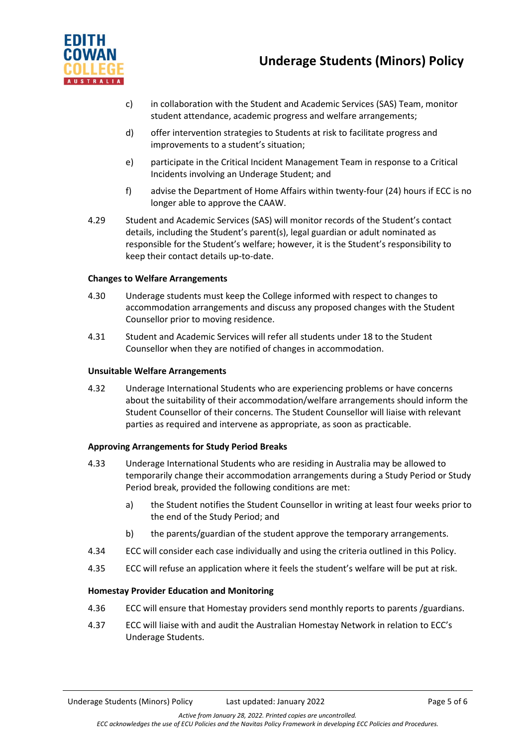c) in collaboration with the Student and Academic Services (SAS) Team, monitor student attendance, academic progress and welfare arrangements;

d) offer intervention strategies to Students at risk to facilitate progress and improvements to a student's situation;

e) participate in the Critical Incident Management Team in response to a Critical Incidents involving an Underage Student; and

f) advise the Department of Home Affairs within twenty-four (24) hours if ECC is no longer able to approve the CAAW.

4.29 Student and Academic Services (SAS) will monitor records of the Student's contact details, including the Student's parent(s), legal guardian or adult nominated as responsible for the Student's welfare; however, it is the Student's responsibility to keep their contact details up-to-date.

#### Changes to Welfare Arrangements

4.30 Underage students must keep the College informed with respect to changes to accommodation arrangements and discuss any proposed changes with the Student Counsellor prior to moving residence.

4.31 Student and Academic Services will refer all students under 18 to the Student Counsellor when they are notified of changes in accommodation.

#### Unsuitable Welfare Arrangements

4.32 Underage International Students who are experiencing problems or have concerns about the suitability of their accommodation/welfare arrangements should inform the Student Counsellor of their concerns. The Student Counsellor will liaise with relevant parties as required and intervene as appropriate, as soon as practicable.

#### Approving Arrangements for Study Period Breaks

4.33 Underage International Students who are residing in Australia may be allowed to temporarily change their accommodation arrangements during a Study Period or Study Period break, provided the following conditions are met:

a) the Student notifies the Student Counsellor in writing at least four weeks prior to the end of the Study Period; and

b) the parents/guardian of the student approve the temporary arrangements.

4.34 ECC will consider each case individually and using the criteria outlined in this Policy.

4.35 ECC will refuse an application where it feels the student's welfare will be put at risk.

#### Homestay Provider Education and Monitoring

4.36 ECC will ensure that Homestay providers send monthly reports to parents /guardians.

4.37 ECC will liaise with and audit the Australian Homestay Network in relation to ECC's Underage Students.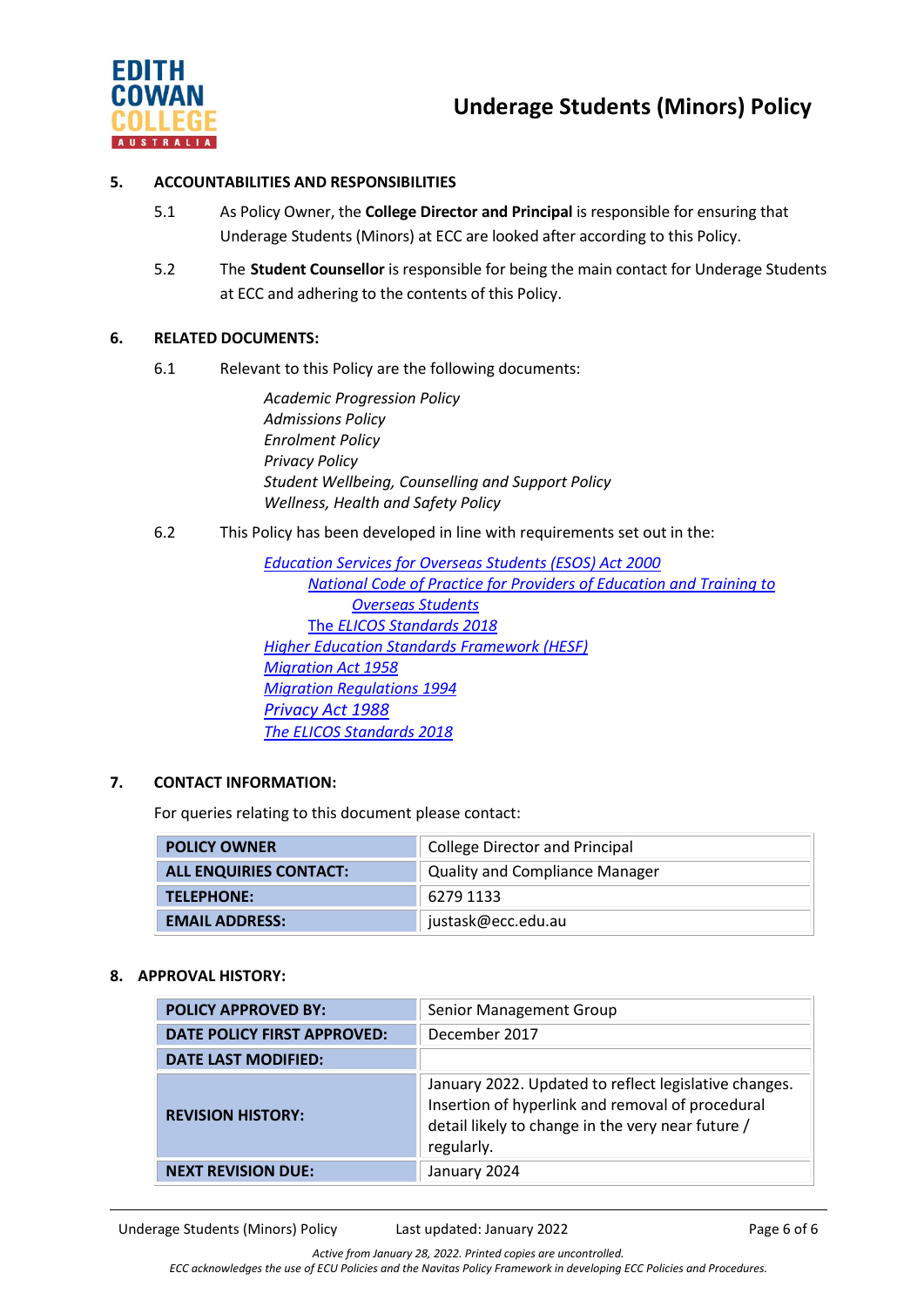## 5. ACCOUNTABILITIES AND RESPONSIBILITIES

5.1 As Policy Owner, the **College Director and Principal** is responsible for ensuring that Underage Students (Minors) at ECC are looked after according to this Policy.

5.2 The **Student Counsellor** is responsible for being the main contact for Underage Students at ECC and adhering to the contents of this Policy.

## 6. RELATED DOCUMENTS:

6.1 Relevant to this Policy are the following documents:

*Academic Progression Policy*
*Admissions Policy*
*Enrolment Policy*
*Privacy Policy*
*Student Wellbeing, Counselling and Support Policy*
*Wellness, Health and Safety Policy*

6.2 This Policy has been developed in line with requirements set out in the:

*Education Services for Overseas Students (ESOS) Act 2000*
- *National Code of Practice for Providers of Education and Training to Overseas Students*
- The *ELICOS Standards 2018*

*Higher Education Standards Framework (HESF)*
*Migration Act 1958*
*Migration Regulations 1994*
*Privacy Act 1988*
*The ELICOS Standards 2018*

## 7. CONTACT INFORMATION:

For queries relating to this document please contact:

| | |
|---|---|
| **POLICY OWNER** | College Director and Principal |
| **ALL ENQUIRIES CONTACT:** | Quality and Compliance Manager |
| **TELEPHONE:** | 6279 1133 |
| **EMAIL ADDRESS:** | justask@ecc.edu.au |

## 8. APPROVAL HISTORY:

| | |
|---|---|
| **POLICY APPROVED BY:** | Senior Management Group |
| **DATE POLICY FIRST APPROVED:** | December 2017 |
| **DATE LAST MODIFIED:** | |
| **REVISION HISTORY:** | January 2022. Updated to reflect legislative changes. Insertion of hyperlink and removal of procedural detail likely to change in the very near future / regularly. |
| **NEXT REVISION DUE:** | January 2024 |

*Active from January 28, 2022. Printed copies are uncontrolled.*
*ECC acknowledges the use of ECU Policies and the Navitas Policy Framework in developing ECC Policies and Procedures.*